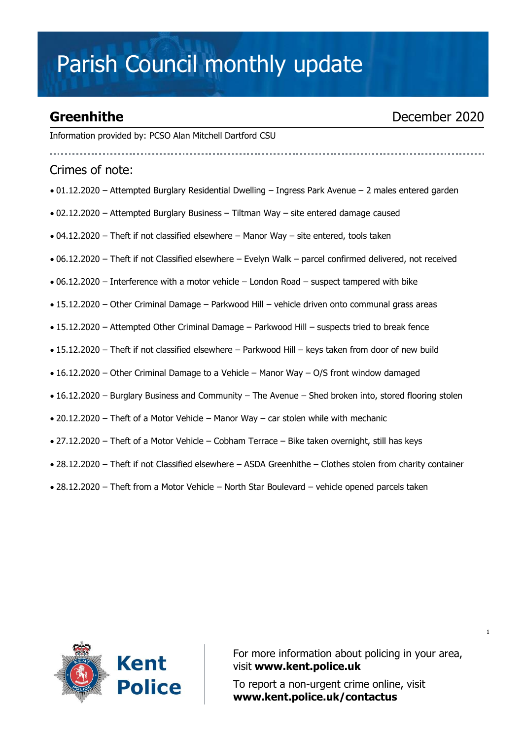# Parish Council monthly update

## Greenhithe

December 2020

Information provided by: PCSO Alan Mitchell Dartford CSU

## Crimes of note:

- 01.12.2020 – Attempted Burglary Residential Dwelling – Ingress Park Avenue – 2 males entered garden
- 02.12.2020 – Attempted Burglary Business – Tiltman Way – site entered damage caused
- 04.12.2020 – Theft if not classified elsewhere – Manor Way – site entered, tools taken
- 06.12.2020 – Theft if not Classified elsewhere – Evelyn Walk – parcel confirmed delivered, not received
- 06.12.2020 – Interference with a motor vehicle – London Road – suspect tampered with bike
- 15.12.2020 – Other Criminal Damage – Parkwood Hill – vehicle driven onto communal grass areas
- 15.12.2020 – Attempted Other Criminal Damage – Parkwood Hill – suspects tried to break fence
- 15.12.2020 – Theft if not classified elsewhere – Parkwood Hill – keys taken from door of new build
- 16.12.2020 – Other Criminal Damage to a Vehicle – Manor Way – O/S front window damaged
- 16.12.2020 – Burglary Business and Community – The Avenue – Shed broken into, stored flooring stolen
- 20.12.2020 – Theft of a Motor Vehicle – Manor Way – car stolen while with mechanic
- 27.12.2020 – Theft of a Motor Vehicle – Cobham Terrace – Bike taken overnight, still has keys
- 28.12.2020 – Theft if not Classified elsewhere – ASDA Greenhithe – Clothes stolen from charity container
- 28.12.2020 – Theft from a Motor Vehicle – North Star Boulevard – vehicle opened parcels taken

Kent Police

For more information about policing in your area, visit **www.kent.police.uk**

To report a non-urgent crime online, visit **www.kent.police.uk/contactus**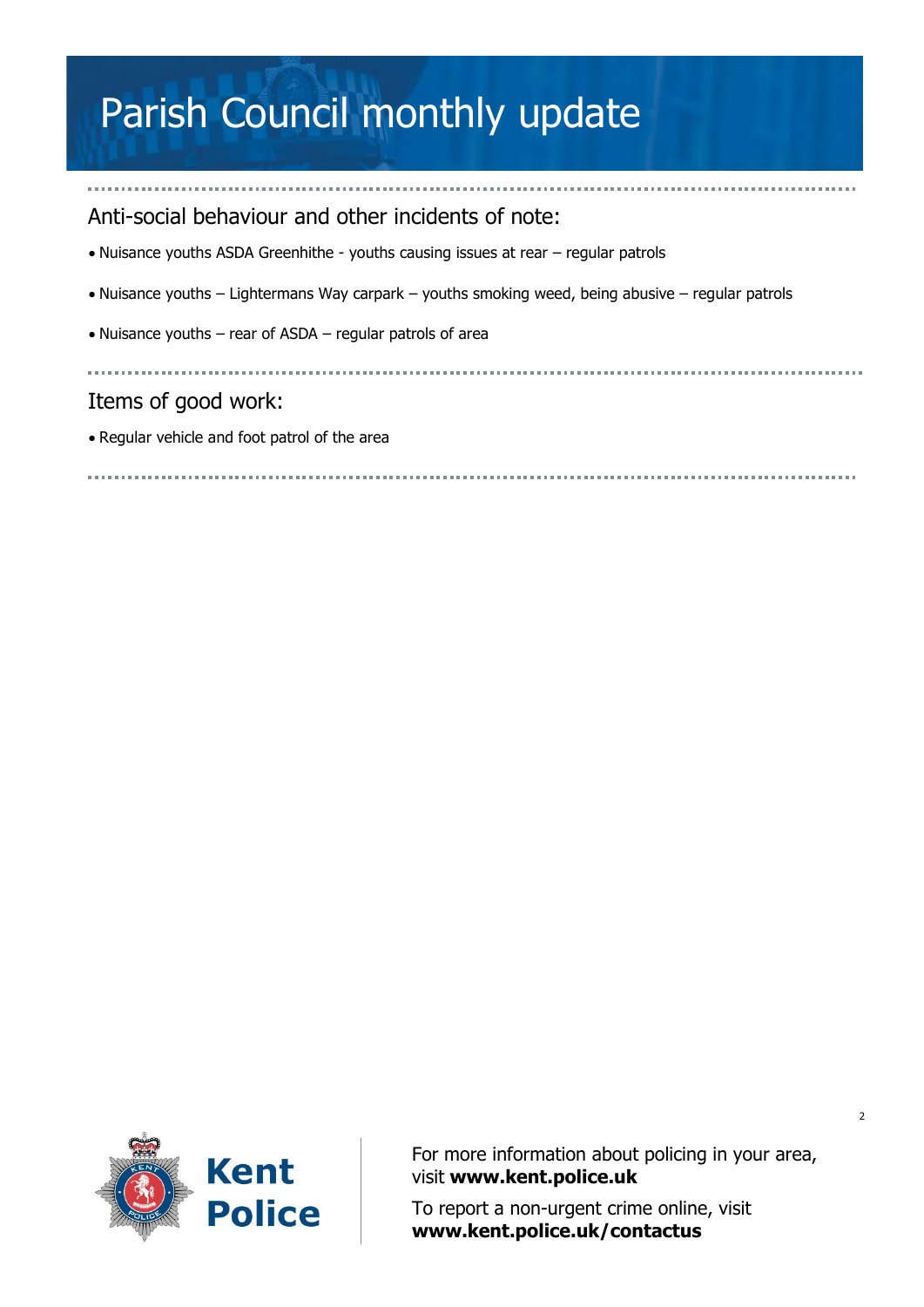# Parish Council monthly update

## Anti-social behaviour and other incidents of note:

- Nuisance youths ASDA Greenhithe - youths causing issues at rear – regular patrols
- Nuisance youths – Lightermans Way carpark – youths smoking weed, being abusive – regular patrols
- Nuisance youths – rear of ASDA – regular patrols of area

## Items of good work:

- Regular vehicle and foot patrol of the area

Kent Police

For more information about policing in your area, visit **www.kent.police.uk**

To report a non-urgent crime online, visit **www.kent.police.uk/contactus**